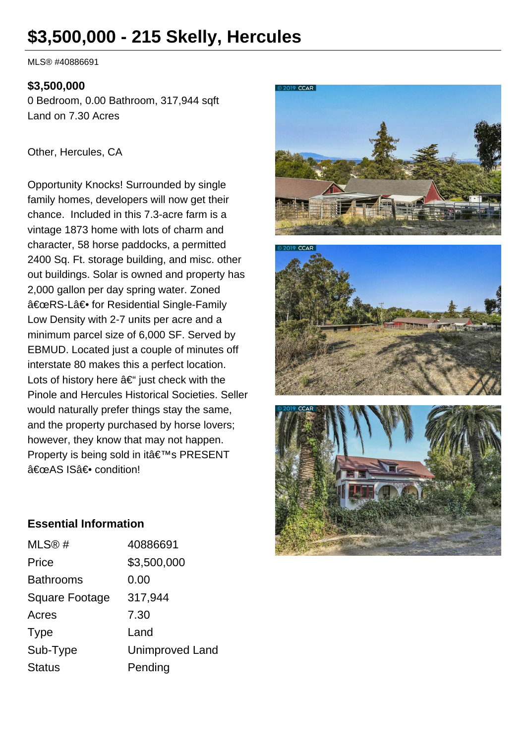# $3,500,000 - 215 Skelly, Hercules

MLS® #40886691

**$3,500,000**
0 Bedroom, 0.00 Bathroom, 317,944 sqft
Land on 7.30 Acres

Other, Hercules, CA

Opportunity Knocks! Surrounded by single family homes, developers will now get their chance. Included in this 7.3-acre farm is a vintage 1873 home with lots of charm and character, 58 horse paddocks, a permitted 2400 Sq. Ft. storage building, and misc. other out buildings. Solar is owned and property has 2,000 gallon per day spring water. Zoned â€œRS-Lâ€• for Residential Single-Family Low Density with 2-7 units per acre and a minimum parcel size of 6,000 SF. Served by EBMUD. Located just a couple of minutes off interstate 80 makes this a perfect location. Lots of history here â€“ just check with the Pinole and Hercules Historical Societies. Seller would naturally prefer things stay the same, and the property purchased by horse lovers; however, they know that may not happen. Property is being sold in itâ€™s PRESENT â€œAS ISâ€• condition!

### Essential Information

| | |
|---|---|
| MLS® # | 40886691 |
| Price | $3,500,000 |
| Bathrooms | 0.00 |
| Square Footage | 317,944 |
| Acres | 7.30 |
| Type | Land |
| Sub-Type | Unimproved Land |
| Status | Pending |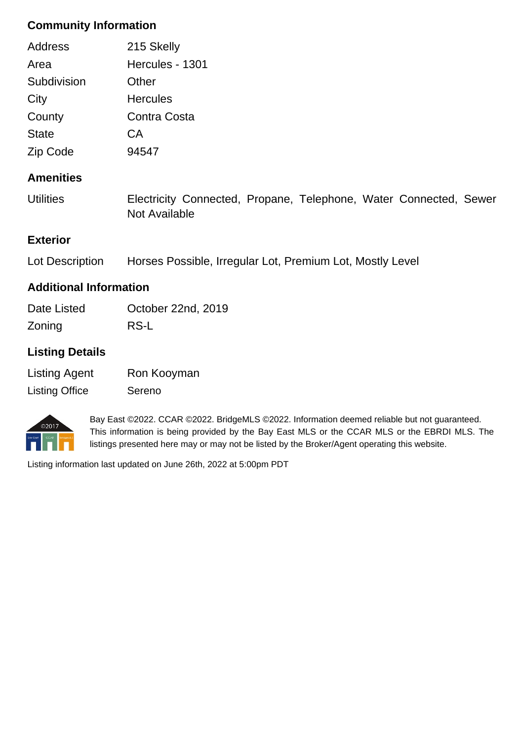## Community Information

| | |
|---|---|
| Address | 215 Skelly |
| Area | Hercules - 1301 |
| Subdivision | Other |
| City | Hercules |
| County | Contra Costa |
| State | CA |
| Zip Code | 94547 |

## Amenities

| | |
|---|---|
| Utilities | Electricity Connected, Propane, Telephone, Water Connected, Sewer Not Available |

## Exterior

| | |
|---|---|
| Lot Description | Horses Possible, Irregular Lot, Premium Lot, Mostly Level |

## Additional Information

| | |
|---|---|
| Date Listed | October 22nd, 2019 |
| Zoning | RS-L |

## Listing Details

| | |
|---|---|
| Listing Agent | Ron Kooyman |
| Listing Office | Sereno |

Bay East ©2022. CCAR ©2022. BridgeMLS ©2022. Information deemed reliable but not guaranteed. This information is being provided by the Bay East MLS or the CCAR MLS or the EBRDI MLS. The listings presented here may or may not be listed by the Broker/Agent operating this website.

Listing information last updated on June 26th, 2022 at 5:00pm PDT